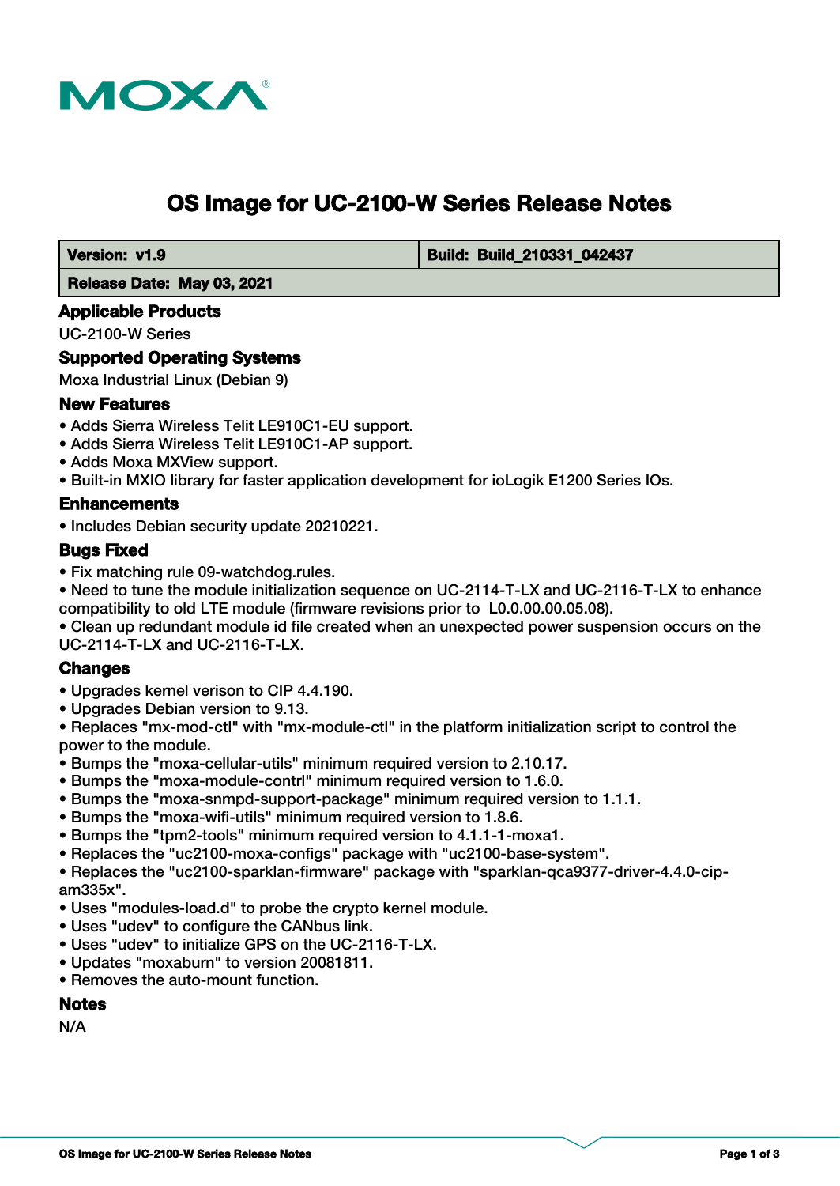# OS Image for UC-2100-W Series Release Notes

| Version: v1.9 | Build: Build_210331_042437 |
|---|---|
| Release Date: May 03, 2021 | |

## Applicable Products

UC-2100-W Series

## Supported Operating Systems

Moxa Industrial Linux (Debian 9)

## New Features

- Adds Sierra Wireless Telit LE910C1-EU support.
- Adds Sierra Wireless Telit LE910C1-AP support.
- Adds Moxa MXView support.
- Built-in MXIO library for faster application development for ioLogik E1200 Series IOs.

## Enhancements

- Includes Debian security update 20210221.

## Bugs Fixed

- Fix matching rule 09-watchdog.rules.
- Need to tune the module initialization sequence on UC-2114-T-LX and UC-2116-T-LX to enhance compatibility to old LTE module (firmware revisions prior to L0.0.00.00.05.08).
- Clean up redundant module id file created when an unexpected power suspension occurs on the UC-2114-T-LX and UC-2116-T-LX.

## Changes

- Upgrades kernel verison to CIP 4.4.190.
- Upgrades Debian version to 9.13.
- Replaces "mx-mod-ctl" with "mx-module-ctl" in the platform initialization script to control the power to the module.
- Bumps the "moxa-cellular-utils" minimum required version to 2.10.17.
- Bumps the "moxa-module-contrl" minimum required version to 1.6.0.
- Bumps the "moxa-snmpd-support-package" minimum required version to 1.1.1.
- Bumps the "moxa-wifi-utils" minimum required version to 1.8.6.
- Bumps the "tpm2-tools" minimum required version to 4.1.1-1-moxa1.
- Replaces the "uc2100-moxa-configs" package with "uc2100-base-system".
- Replaces the "uc2100-sparklan-firmware" package with "sparklan-qca9377-driver-4.4.0-cip-am335x".
- Uses "modules-load.d" to probe the crypto kernel module.
- Uses "udev" to configure the CANbus link.
- Uses "udev" to initialize GPS on the UC-2116-T-LX.
- Updates "moxaburn" to version 20081811.
- Removes the auto-mount function.

## Notes

N/A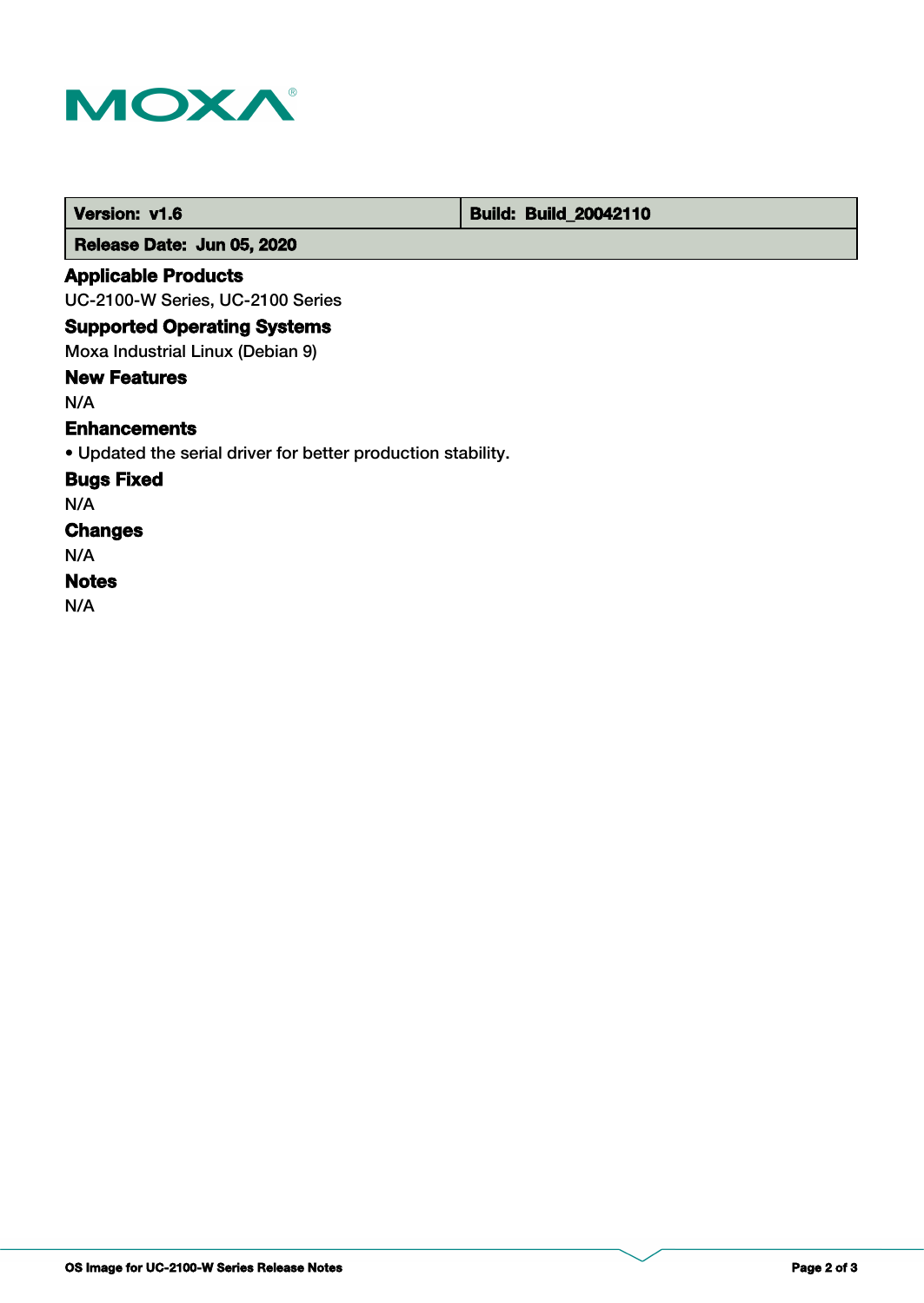| Version: v1.6 | Build: Build_20042110 |
| --- | --- |
| Release Date: Jun 05, 2020 | |

### Applicable Products

UC-2100-W Series, UC-2100 Series

### Supported Operating Systems

Moxa Industrial Linux (Debian 9)

### New Features

N/A

### Enhancements

• Updated the serial driver for better production stability.

### Bugs Fixed

N/A

### Changes

N/A

### Notes

N/A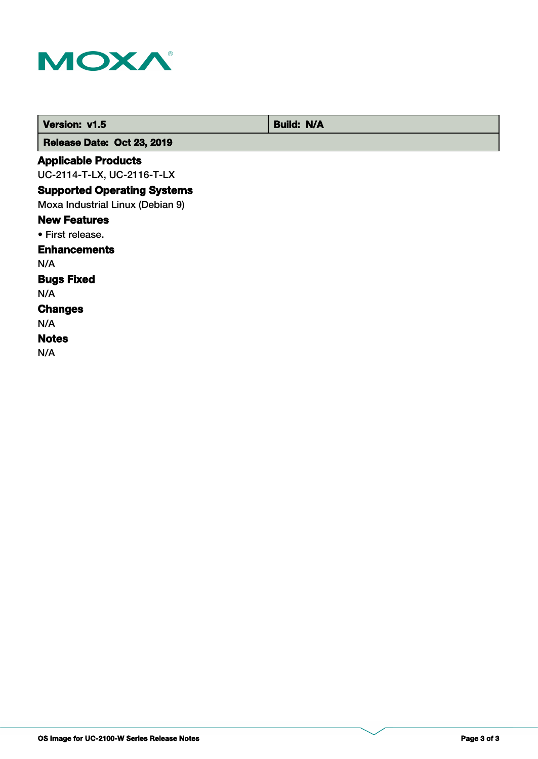| Version: v1.5 | Build: N/A |
| --- | --- |
| Release Date: Oct 23, 2019 | |

## Applicable Products

UC-2114-T-LX, UC-2116-T-LX

## Supported Operating Systems

Moxa Industrial Linux (Debian 9)

## New Features

• First release.

## Enhancements

N/A

## Bugs Fixed

N/A

## Changes

N/A

## Notes

N/A